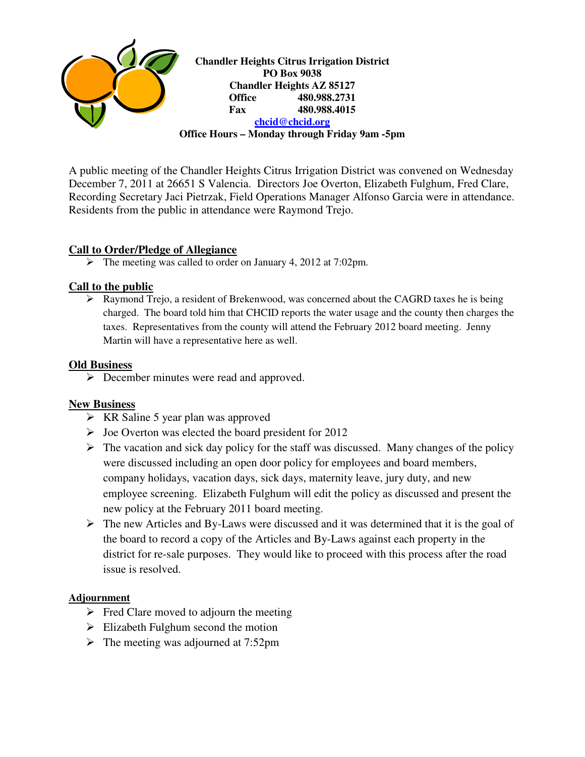**Chandler Heights Citrus Irrigation District**
**PO Box 9038**
**Chandler Heights AZ 85127**
**Office 480.988.2731**
**Fax 480.988.4015**
**chcid@chcid.org**
**Office Hours – Monday through Friday 9am -5pm**

A public meeting of the Chandler Heights Citrus Irrigation District was convened on Wednesday December 7, 2011 at 26651 S Valencia. Directors Joe Overton, Elizabeth Fulghum, Fred Clare, Recording Secretary Jaci Pietrzak, Field Operations Manager Alfonso Garcia were in attendance. Residents from the public in attendance were Raymond Trejo.

## Call to Order/Pledge of Allegiance

- The meeting was called to order on January 4, 2012 at 7:02pm.

## Call to the public

- Raymond Trejo, a resident of Brekenwood, was concerned about the CAGRD taxes he is being charged. The board told him that CHCID reports the water usage and the county then charges the taxes. Representatives from the county will attend the February 2012 board meeting. Jenny Martin will have a representative here as well.

## Old Business

- December minutes were read and approved.

## New Business

- KR Saline 5 year plan was approved
- Joe Overton was elected the board president for 2012
- The vacation and sick day policy for the staff was discussed. Many changes of the policy were discussed including an open door policy for employees and board members, company holidays, vacation days, sick days, maternity leave, jury duty, and new employee screening. Elizabeth Fulghum will edit the policy as discussed and present the new policy at the February 2011 board meeting.
- The new Articles and By-Laws were discussed and it was determined that it is the goal of the board to record a copy of the Articles and By-Laws against each property in the district for re-sale purposes. They would like to proceed with this process after the road issue is resolved.

## Adjournment

- Fred Clare moved to adjourn the meeting
- Elizabeth Fulghum second the motion
- The meeting was adjourned at 7:52pm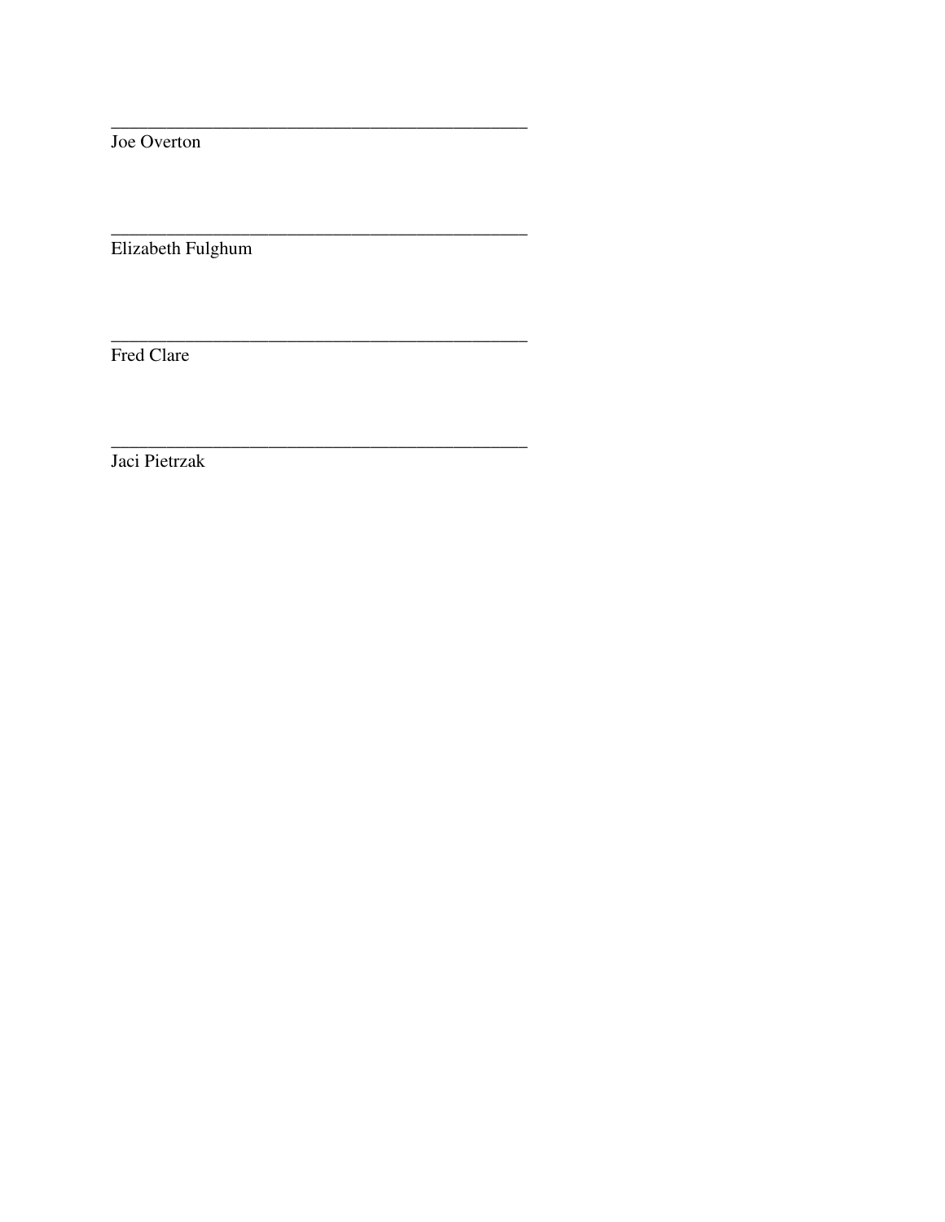\_\_\_\_\_\_\_\_\_\_\_\_\_\_\_\_\_\_\_\_\_\_\_\_\_\_\_\_\_\_\_\_\_\_\_\_\_\_\_\_\_\_\_\_\_
Joe Overton

\_\_\_\_\_\_\_\_\_\_\_\_\_\_\_\_\_\_\_\_\_\_\_\_\_\_\_\_\_\_\_\_\_\_\_\_\_\_\_\_\_\_\_\_\_
Elizabeth Fulghum

\_\_\_\_\_\_\_\_\_\_\_\_\_\_\_\_\_\_\_\_\_\_\_\_\_\_\_\_\_\_\_\_\_\_\_\_\_\_\_\_\_\_\_\_\_
Fred Clare

\_\_\_\_\_\_\_\_\_\_\_\_\_\_\_\_\_\_\_\_\_\_\_\_\_\_\_\_\_\_\_\_\_\_\_\_\_\_\_\_\_\_\_\_\_
Jaci Pietrzak